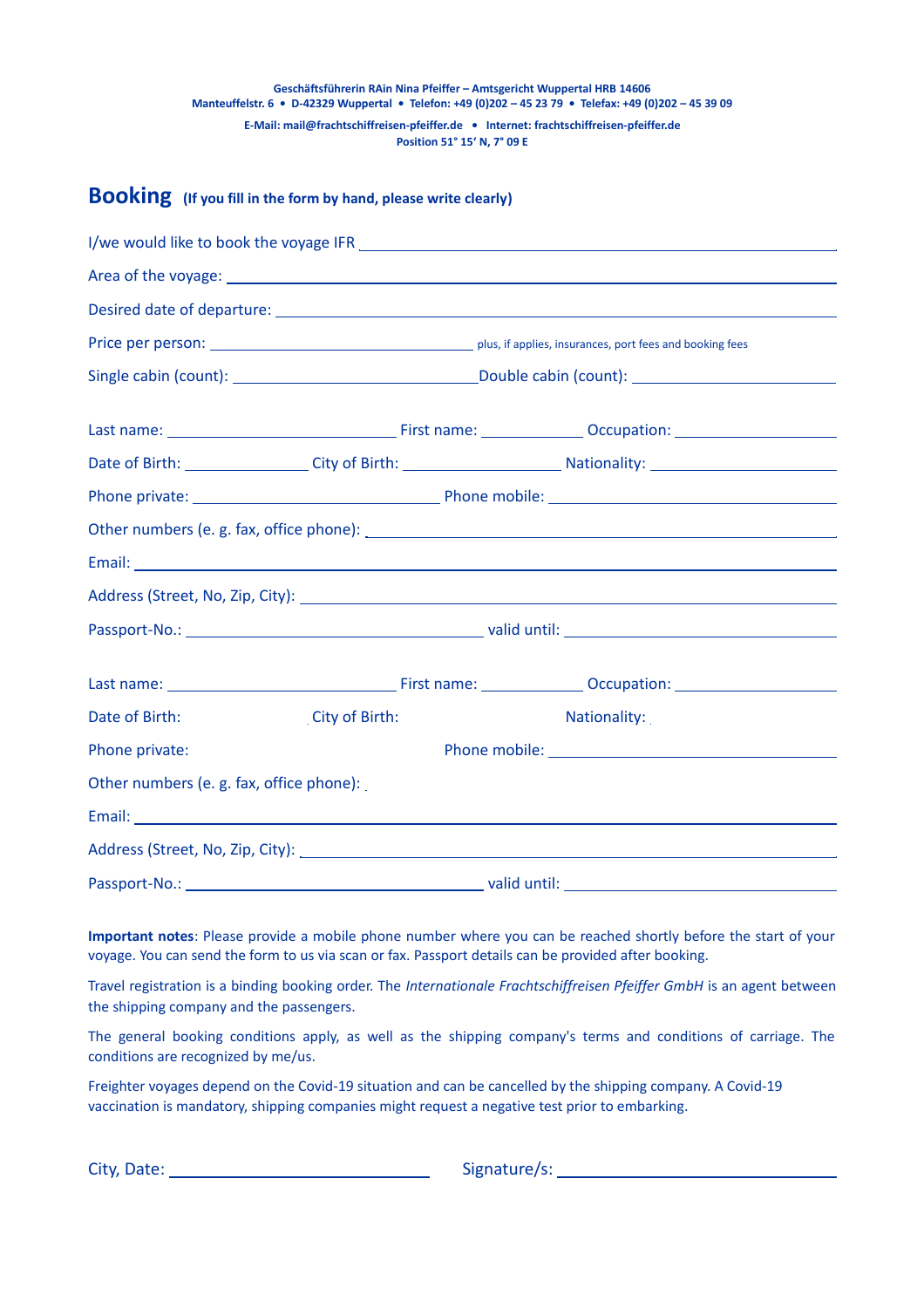Geschäftsführerin RAin Nina Pfeiffer – Amtsgericht Wuppertal HRB 14606
Manteuffelstr. 6 • D-42329 Wuppertal • Telefon: +49 (0)202 – 45 23 79 • Telefax: +49 (0)202 – 45 39 09
E-Mail: mail@frachtschiffreisen-pfeiffer.de • Internet: frachtschiffreisen-pfeiffer.de
Position 51° 15‘ N, 7° 09 E

# Booking (If you fill in the form by hand, please write clearly)

I/we would like to book the voyage IFR ______________________________

Area of the voyage: ______________________________

Desired date of departure: ______________________________

Price per person: ______________ plus, if applies, insurances, port fees and booking fees

Single cabin (count): ______________ Double cabin (count): ______________

Last name: ______________ First name: ______________ Occupation: ______________

Date of Birth: ______________ City of Birth: ______________ Nationality: ______________

Phone private: ______________ Phone mobile: ______________

Other numbers (e. g. fax, office phone): ______________________________

Email: ______________________________

Address (Street, No, Zip, City): ______________________________

Passport-No.: ______________ valid until: ______________

Last name: ______________ First name: ______________ Occupation: ______________

Date of Birth: City of Birth: Nationality:

Phone private: Phone mobile: ______________

Other numbers (e. g. fax, office phone):

Email: ______________________________

Address (Street, No, Zip, City): ______________________________

Passport-No.: ______________ valid until: ______________

**Important notes**: Please provide a mobile phone number where you can be reached shortly before the start of your voyage. You can send the form to us via scan or fax. Passport details can be provided after booking.

Travel registration is a binding booking order. The *Internationale Frachtschiffreisen Pfeiffer GmbH* is an agent between the shipping company and the passengers.

The general booking conditions apply, as well as the shipping company's terms and conditions of carriage. The conditions are recognized by me/us.

Freighter voyages depend on the Covid-19 situation and can be cancelled by the shipping company. A Covid-19 vaccination is mandatory, shipping companies might request a negative test prior to embarking.

City, Date: ______________ Signature/s: ______________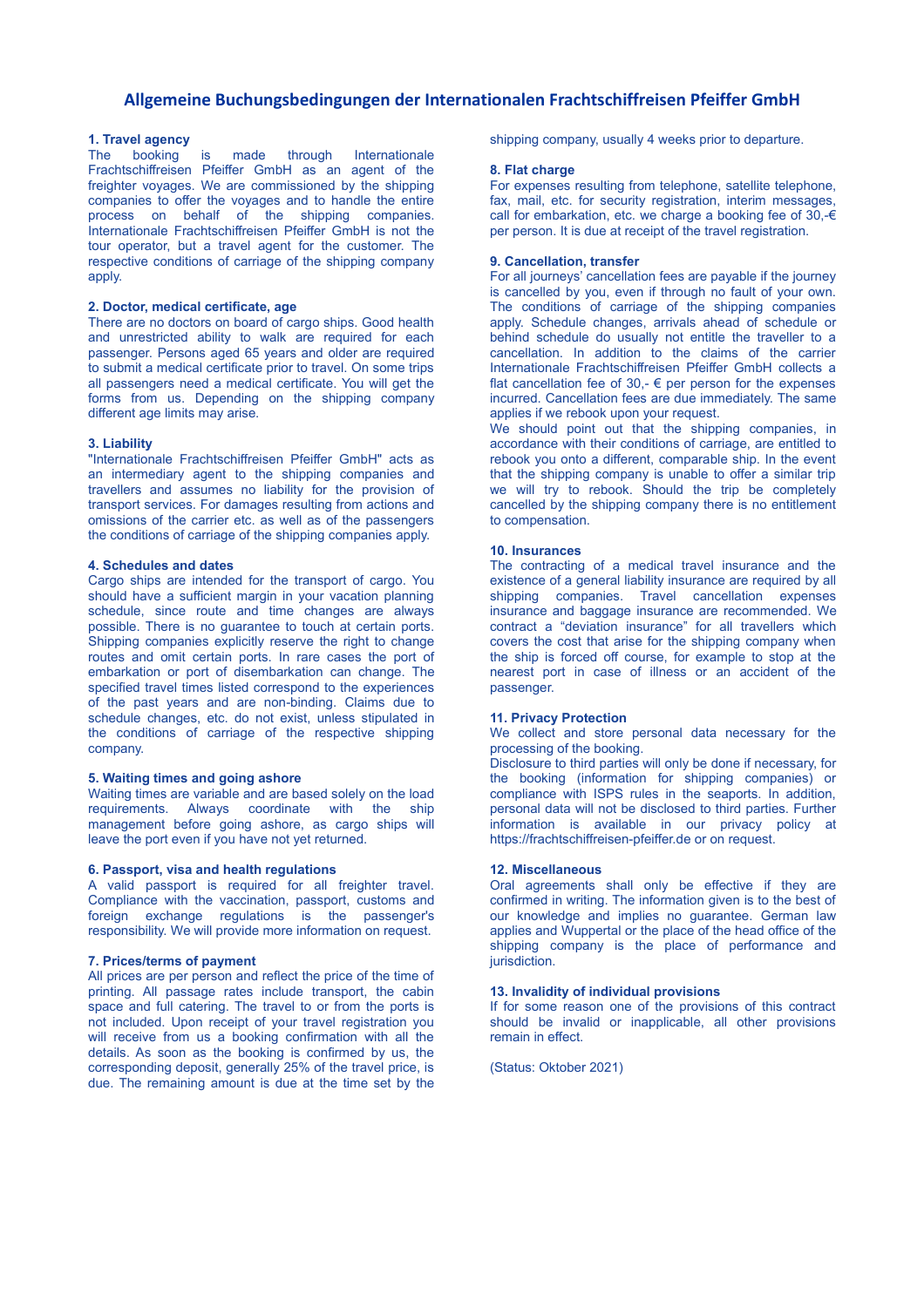# Allgemeine Buchungsbedingungen der Internationalen Frachtschiffreisen Pfeiffer GmbH

**1. Travel agency**
The booking is made through Internationale Frachtschiffreisen Pfeiffer GmbH as an agent of the freighter voyages. We are commissioned by the shipping companies to offer the voyages and to handle the entire process on behalf of the shipping companies. Internationale Frachtschiffreisen Pfeiffer GmbH is not the tour operator, but a travel agent for the customer. The respective conditions of carriage of the shipping company apply.

**2. Doctor, medical certificate, age**
There are no doctors on board of cargo ships. Good health and unrestricted ability to walk are required for each passenger. Persons aged 65 years and older are required to submit a medical certificate prior to travel. On some trips all passengers need a medical certificate. You will get the forms from us. Depending on the shipping company different age limits may arise.

**3. Liability**
"Internationale Frachtschiffreisen Pfeiffer GmbH" acts as an intermediary agent to the shipping companies and travellers and assumes no liability for the provision of transport services. For damages resulting from actions and omissions of the carrier etc. as well as of the passengers the conditions of carriage of the shipping companies apply.

**4. Schedules and dates**
Cargo ships are intended for the transport of cargo. You should have a sufficient margin in your vacation planning schedule, since route and time changes are always possible. There is no guarantee to touch at certain ports. Shipping companies explicitly reserve the right to change routes and omit certain ports. In rare cases the port of embarkation or port of disembarkation can change. The specified travel times listed correspond to the experiences of the past years and are non-binding. Claims due to schedule changes, etc. do not exist, unless stipulated in the conditions of carriage of the respective shipping company.

**5. Waiting times and going ashore**
Waiting times are variable and are based solely on the load requirements. Always coordinate with the ship management before going ashore, as cargo ships will leave the port even if you have not yet returned.

**6. Passport, visa and health regulations**
A valid passport is required for all freighter travel. Compliance with the vaccination, passport, customs and foreign exchange regulations is the passenger's responsibility. We will provide more information on request.

**7. Prices/terms of payment**
All prices are per person and reflect the price of the time of printing. All passage rates include transport, the cabin space and full catering. The travel to or from the ports is not included. Upon receipt of your travel registration you will receive from us a booking confirmation with all the details. As soon as the booking is confirmed by us, the corresponding deposit, generally 25% of the travel price, is due. The remaining amount is due at the time set by the shipping company, usually 4 weeks prior to departure.

**8. Flat charge**
For expenses resulting from telephone, satellite telephone, fax, mail, etc. for security registration, interim messages, call for embarkation, etc. we charge a booking fee of 30,-€ per person. It is due at receipt of the travel registration.

**9. Cancellation, transfer**
For all journeys' cancellation fees are payable if the journey is cancelled by you, even if through no fault of your own. The conditions of carriage of the shipping companies apply. Schedule changes, arrivals ahead of schedule or behind schedule do usually not entitle the traveller to a cancellation. In addition to the claims of the carrier Internationale Frachtschiffreisen Pfeiffer GmbH collects a flat cancellation fee of 30,- € per person for the expenses incurred. Cancellation fees are due immediately. The same applies if we rebook upon your request.
We should point out that the shipping companies, in accordance with their conditions of carriage, are entitled to rebook you onto a different, comparable ship. In the event that the shipping company is unable to offer a similar trip we will try to rebook. Should the trip be completely cancelled by the shipping company there is no entitlement to compensation.

**10. Insurances**
The contracting of a medical travel insurance and the existence of a general liability insurance are required by all shipping companies. Travel cancellation expenses insurance and baggage insurance are recommended. We contract a "deviation insurance" for all travellers which covers the cost that arise for the shipping company when the ship is forced off course, for example to stop at the nearest port in case of illness or an accident of the passenger.

**11. Privacy Protection**
We collect and store personal data necessary for the processing of the booking.
Disclosure to third parties will only be done if necessary, for the booking (information for shipping companies) or compliance with ISPS rules in the seaports. In addition, personal data will not be disclosed to third parties. Further information is available in our privacy policy at https://frachtschiffreisen-pfeiffer.de or on request.

**12. Miscellaneous**
Oral agreements shall only be effective if they are confirmed in writing. The information given is to the best of our knowledge and implies no guarantee. German law applies and Wuppertal or the place of the head office of the shipping company is the place of performance and jurisdiction.

**13. Invalidity of individual provisions**
If for some reason one of the provisions of this contract should be invalid or inapplicable, all other provisions remain in effect.

(Status: Oktober 2021)